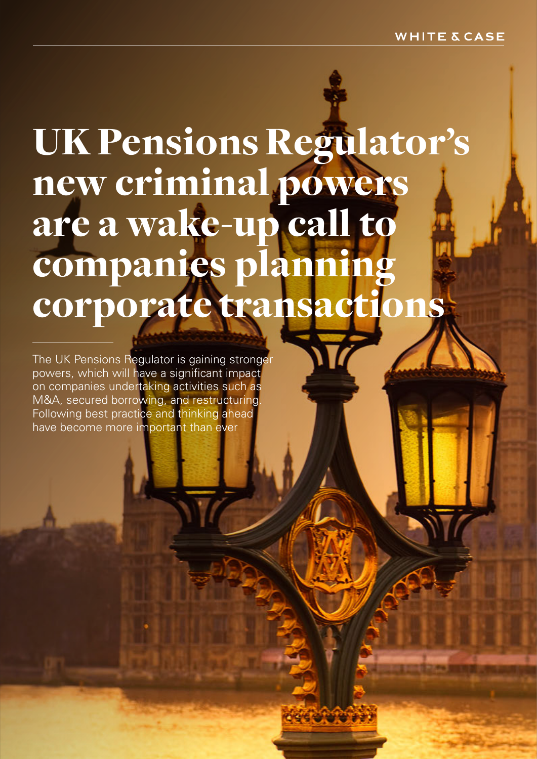WHITE & CASE

# UK Pensions Regulator's new criminal powers are a wake-up call to companies planning corporate transactions

The UK Pensions Regulator is gaining stronger powers, which will have a significant impact on companies undertaking activities such as M&A, secured borrowing, and restructuring. Following best practice and thinking ahead have become more important than ever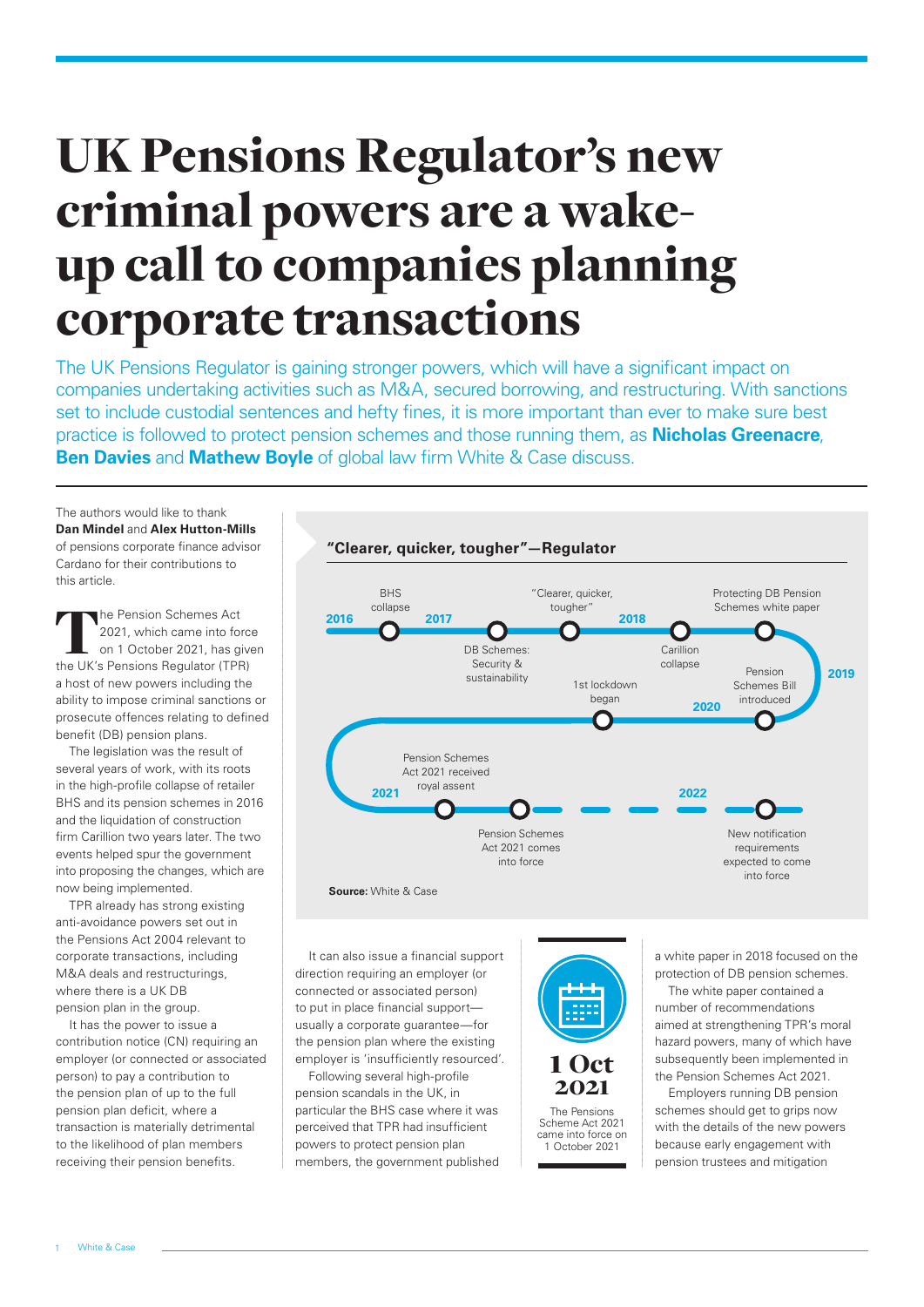# UK Pensions Regulator's new criminal powers are a wake-up call to companies planning corporate transactions

The UK Pensions Regulator is gaining stronger powers, which will have a significant impact on companies undertaking activities such as M&A, secured borrowing, and restructuring. With sanctions set to include custodial sentences and hefty fines, it is more important than ever to make sure best practice is followed to protect pension schemes and those running them, as **Nicholas Greenacre**, **Ben Davies** and **Mathew Boyle** of global law firm White & Case discuss.

The authors would like to thank **Dan Mindel** and **Alex Hutton-Mills** of pensions corporate finance advisor Cardano for their contributions to this article.

The Pension Schemes Act 2021, which came into force on 1 October 2021, has given the UK's Pensions Regulator (TPR) a host of new powers including the ability to impose criminal sanctions or prosecute offences relating to defined benefit (DB) pension plans.

The legislation was the result of several years of work, with its roots in the high-profile collapse of retailer BHS and its pension schemes in 2016 and the liquidation of construction firm Carillion two years later. The two events helped spur the government into proposing the changes, which are now being implemented.

TPR already has strong existing anti-avoidance powers set out in the Pensions Act 2004 relevant to corporate transactions, including M&A deals and restructurings, where there is a UK DB pension plan in the group.

It has the power to issue a contribution notice (CN) requiring an employer (or connected or associated person) to pay a contribution to the pension plan of up to the full pension plan deficit, where a transaction is materially detrimental to the likelihood of plan members receiving their pension benefits.

**"Clearer, quicker, tougher"—Regulator**

- **2016**: BHS collapse
- **2017**: DB Schemes: Security & sustainability; "Clearer, quicker, tougher"
- **2018**: Carillion collapse; Protecting DB Pension Schemes white paper
- **2019**: Pension Schemes Bill introduced
- **2020**: 1st lockdown began
- **2021**: Pension Schemes Act 2021 received royal assent; Pension Schemes Act 2021 comes into force
- **2022**: New notification requirements expected to come into force

**Source:** White & Case

It can also issue a financial support direction requiring an employer (or connected or associated person) to put in place financial support—usually a corporate guarantee—for the pension plan where the existing employer is 'insufficiently resourced'.

Following several high-profile pension scandals in the UK, in particular the BHS case where it was perceived that TPR had insufficient powers to protect pension plan members, the government published a white paper in 2018 focused on the protection of DB pension schemes.

The white paper contained a number of recommendations aimed at strengthening TPR's moral hazard powers, many of which have subsequently been implemented in the Pension Schemes Act 2021.

Employers running DB pension schemes should get to grips now with the details of the new powers because early engagement with pension trustees and mitigation

**1 Oct 2021**

The Pensions Scheme Act 2021 came into force on 1 October 2021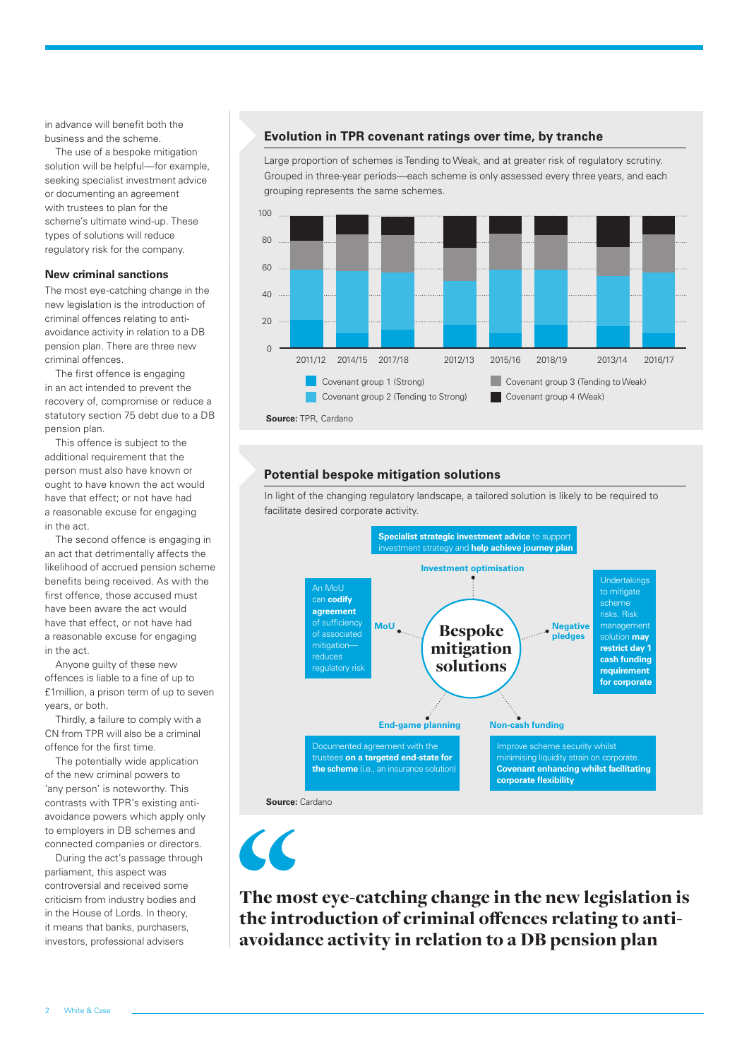in advance will benefit both the business and the scheme.

The use of a bespoke mitigation solution will be helpful—for example, seeking specialist investment advice or documenting an agreement with trustees to plan for the scheme's ultimate wind-up. These types of solutions will reduce regulatory risk for the company.

### New criminal sanctions

The most eye-catching change in the new legislation is the introduction of criminal offences relating to anti-avoidance activity in relation to a DB pension plan. There are three new criminal offences.

The first offence is engaging in an act intended to prevent the recovery of, compromise or reduce a statutory section 75 debt due to a DB pension plan.

This offence is subject to the additional requirement that the person must also have known or ought to have known the act would have that effect; or not have had a reasonable excuse for engaging in the act.

The second offence is engaging in an act that detrimentally affects the likelihood of accrued pension scheme benefits being received. As with the first offence, those accused must have been aware the act would have that effect, or not have had a reasonable excuse for engaging in the act.

Anyone guilty of these new offences is liable to a fine of up to £1million, a prison term of up to seven years, or both.

Thirdly, a failure to comply with a CN from TPR will also be a criminal offence for the first time.

The potentially wide application of the new criminal powers to 'any person' is noteworthy. This contrasts with TPR's existing anti-avoidance powers which apply only to employers in DB schemes and connected companies or directors.

During the act's passage through parliament, this aspect was controversial and received some criticism from industry bodies and in the House of Lords. In theory, it means that banks, purchasers, investors, professional advisers

### Evolution in TPR covenant ratings over time, by tranche

Large proportion of schemes is Tending to Weak, and at greater risk of regulatory scrutiny. Grouped in three-year periods—each scheme is only assessed every three years, and each grouping represents the same schemes.

[Stacked bar chart: y-axis 0–100; years grouped 2011/12, 2014/15, 2017/18; 2012/13, 2015/16, 2018/19; 2013/14, 2016/17. Legend: Covenant group 1 (Strong); Covenant group 2 (Tending to Strong); Covenant group 3 (Tending to Weak); Covenant group 4 (Weak)]

**Source:** TPR, Cardano

### Potential bespoke mitigation solutions

In light of the changing regulatory landscape, a tailored solution is likely to be required to facilitate desired corporate activity.

**Bespoke mitigation solutions**

- **Investment optimisation:** **Specialist strategic investment advice** to support investment strategy and **help achieve journey plan**
- **MoU:** An MoU can **codify agreement** of sufficiency of associated mitigation—reduces regulatory risk
- **Negative pledges:** Undertakings to mitigate scheme risks. Risk management solution **may restrict day 1 cash funding requirement for corporate**
- **End-game planning:** Documented agreement with the trustees **on a targeted end-state for the scheme** (i.e., an insurance solution)
- **Non-cash funding:** Improve scheme security whilst minimising liquidity strain on corporate. **Covenant enhancing whilst facilitating corporate flexibility**

**Source:** Cardano

> **The most eye-catching change in the new legislation is the introduction of criminal offences relating to anti-avoidance activity in relation to a DB pension plan**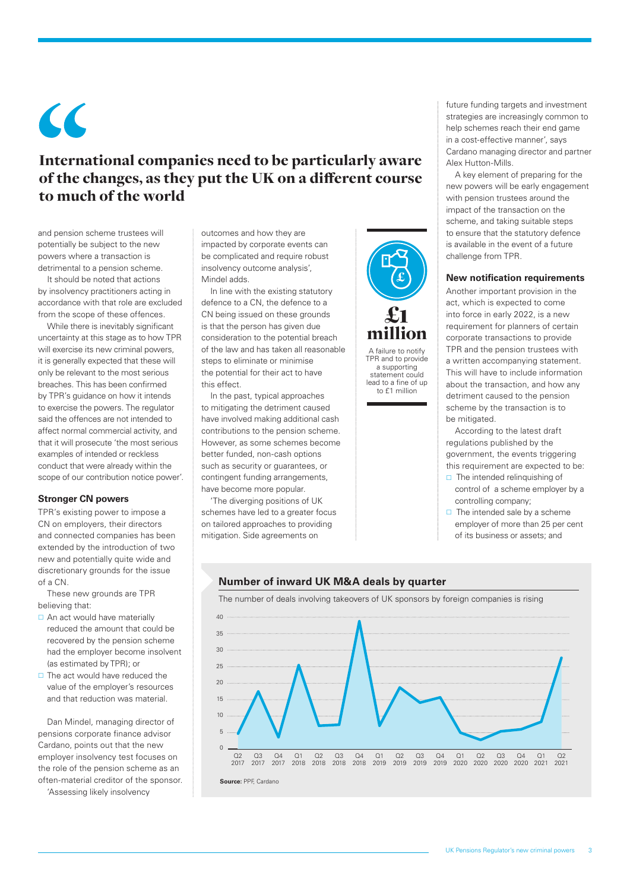> **International companies need to be particularly aware of the changes, as they put the UK on a different course to much of the world**

and pension scheme trustees will potentially be subject to the new powers where a transaction is detrimental to a pension scheme.

It should be noted that actions by insolvency practitioners acting in accordance with that role are excluded from the scope of these offences.

While there is inevitably significant uncertainty at this stage as to how TPR will exercise its new criminal powers, it is generally expected that these will only be relevant to the most serious breaches. This has been confirmed by TPR's guidance on how it intends to exercise the powers. The regulator said the offences are not intended to affect normal commercial activity, and that it will prosecute 'the most serious examples of intended or reckless conduct that were already within the scope of our contribution notice power'.

### Stronger CN powers

TPR's existing power to impose a CN on employers, their directors and connected companies has been extended by the introduction of two new and potentially quite wide and discretionary grounds for the issue of a CN.

These new grounds are TPR believing that:

- An act would have materially reduced the amount that could be recovered by the pension scheme had the employer become insolvent (as estimated by TPR); or
- The act would have reduced the value of the employer's resources and that reduction was material.

Dan Mindel, managing director of pensions corporate finance advisor Cardano, points out that the new employer insolvency test focuses on the role of the pension scheme as an often-material creditor of the sponsor. 'Assessing likely insolvency outcomes and how they are impacted by corporate events can be complicated and require robust insolvency outcome analysis', Mindel adds.

In line with the existing statutory defence to a CN, the defence to a CN being issued on these grounds is that the person has given due consideration to the potential breach of the law and has taken all reasonable steps to eliminate or minimise the potential for their act to have this effect.

In the past, typical approaches to mitigating the detriment caused have involved making additional cash contributions to the pension scheme. However, as some schemes become better funded, non-cash options such as security or guarantees, or contingent funding arrangements, have become more popular.

'The diverging positions of UK schemes have led to a greater focus on tailored approaches to providing mitigation. Side agreements on future funding targets and investment strategies are increasingly common to help schemes reach their end game in a cost-effective manner', says Cardano managing director and partner Alex Hutton-Mills.

A key element of preparing for the new powers will be early engagement with pension trustees around the impact of the transaction on the scheme, and taking suitable steps to ensure that the statutory defence is available in the event of a future challenge from TPR.

**£1 million**

A failure to notify TPR and to provide a supporting statement could lead to a fine of up to £1 million

### New notification requirements

Another important provision in the act, which is expected to come into force in early 2022, is a new requirement for planners of certain corporate transactions to provide TPR and the pension trustees with a written accompanying statement. This will have to include information about the transaction, and how any detriment caused to the pension scheme by the transaction is to be mitigated.

According to the latest draft regulations published by the government, the events triggering this requirement are expected to be:

- The intended relinquishing of control of a scheme employer by a controlling company;
- The intended sale by a scheme employer of more than 25 per cent of its business or assets; and

**Number of inward UK M&A deals by quarter**

The number of deals involving takeovers of UK sponsors by foreign companies is rising

| Quarter | Deals (approx.) |
|---|---|
| Q2 2017 | 5 |
| Q3 2017 | 18 |
| Q4 2017 | 4 |
| Q1 2018 | 26 |
| Q2 2018 | 7 |
| Q3 2018 | 7 |
| Q4 2018 | 39 |
| Q1 2019 | 7 |
| Q2 2019 | 19 |
| Q3 2019 | 14 |
| Q4 2019 | 16 |
| Q1 2020 | 5 |
| Q2 2020 | 3 |
| Q3 2020 | 5 |
| Q4 2020 | 6 |
| Q1 2021 | 8 |
| Q2 2021 | 28 |

**Source:** PPF, Cardano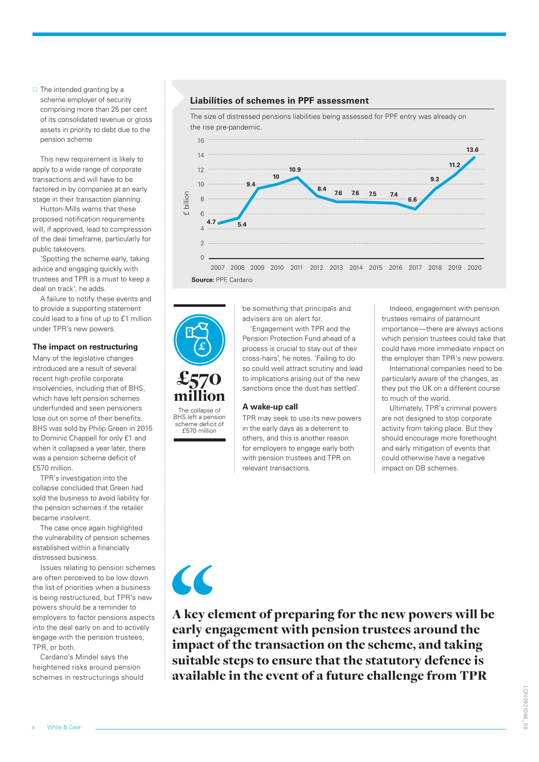- The intended granting by a scheme employer of security comprising more than 25 per cent of its consolidated revenue or gross assets in priority to debt due to the pension scheme

This new requirement is likely to apply to a wide range of corporate transactions and will have to be factored in by companies at an early stage in their transaction planning.

Hutton-Mills warns that these proposed notification requirements will, if approved, lead to compression of the deal timeframe, particularly for public takeovers.

'Spotting the scheme early, taking advice and engaging quickly with trustees and TPR is a must to keep a deal on track', he adds.

A failure to notify these events and to provide a supporting statement could lead to a fine of up to £1 million under TPR's new powers.

### The impact on restructuring

Many of the legislative changes introduced are a result of several recent high-profile corporate insolvencies, including that of BHS, which have left pension schemes underfunded and seen pensioners lose out on some of their benefits. BHS was sold by Philip Green in 2015 to Dominic Chappell for only £1 and when it collapsed a year later, there was a pension scheme deficit of £570 million.

TPR's investigation into the collapse concluded that Green had sold the business to avoid liability for the pension schemes if the retailer became insolvent.

The case once again highlighted the vulnerability of pension schemes established within a financially distressed business.

Issues relating to pension schemes are often perceived to be low down the list of priorities when a business is being restructured, but TPR's new powers should be a reminder to employers to factor pensions aspects into the deal early on and to actively engage with the pension trustees, TPR, or both.

Cardano's Mindel says the heightened risks around pension schemes in restructurings should be something that principals and advisers are on alert for.

'Engagement with TPR and the Pension Protection Fund ahead of a process is crucial to stay out of their cross-hairs', he notes. 'Failing to do so could well attract scrutiny and lead to implications arising out of the new sanctions once the dust has settled'.

### A wake-up call

TPR may seek to use its new powers in the early days as a deterrent to others, and this is another reason for employers to engage early both with pension trustees and TPR on relevant transactions.

Indeed, engagement with pension trustees remains of paramount importance—there are always actions which pension trustees could take that could have more immediate impact on the employer than TPR's new powers.

International companies need to be particularly aware of the changes, as they put the UK on a different course to much of the world.

Ultimately, TPR's criminal powers are not designed to stop corporate activity from taking place. But they should encourage more forethought and early mitigation of events that could otherwise have a negative impact on DB schemes.

### Liabilities of schemes in PPF assessment

The size of distressed pensions liabilities being assessed for PPF entry was already on the rise pre-pandemic.

| Year | £ billion |
|---|---|
| 2007 | 4.7 |
| 2008 | 5.4 |
| 2009 | 9.4 |
| 2010 | 10 |
| 2011 | 10.9 |
| 2012 | 8.4 |
| 2013 | 7.6 |
| 2014 | 7.6 |
| 2015 | 7.5 |
| 2016 | 7.4 |
| 2017 | 6.6 |
| 2018 | 9.3 |
| 2019 | 11.2 |
| 2020 | 13.6 |

**Source:** PPF, Cardano

**£570 million**

The collapse of BHS left a pension scheme deficit of £570 million

> **A key element of preparing for the new powers will be early engagement with pension trustees around the impact of the transaction on the scheme, and taking suitable steps to ensure that the statutory defence is available in the event of a future challenge from TPR**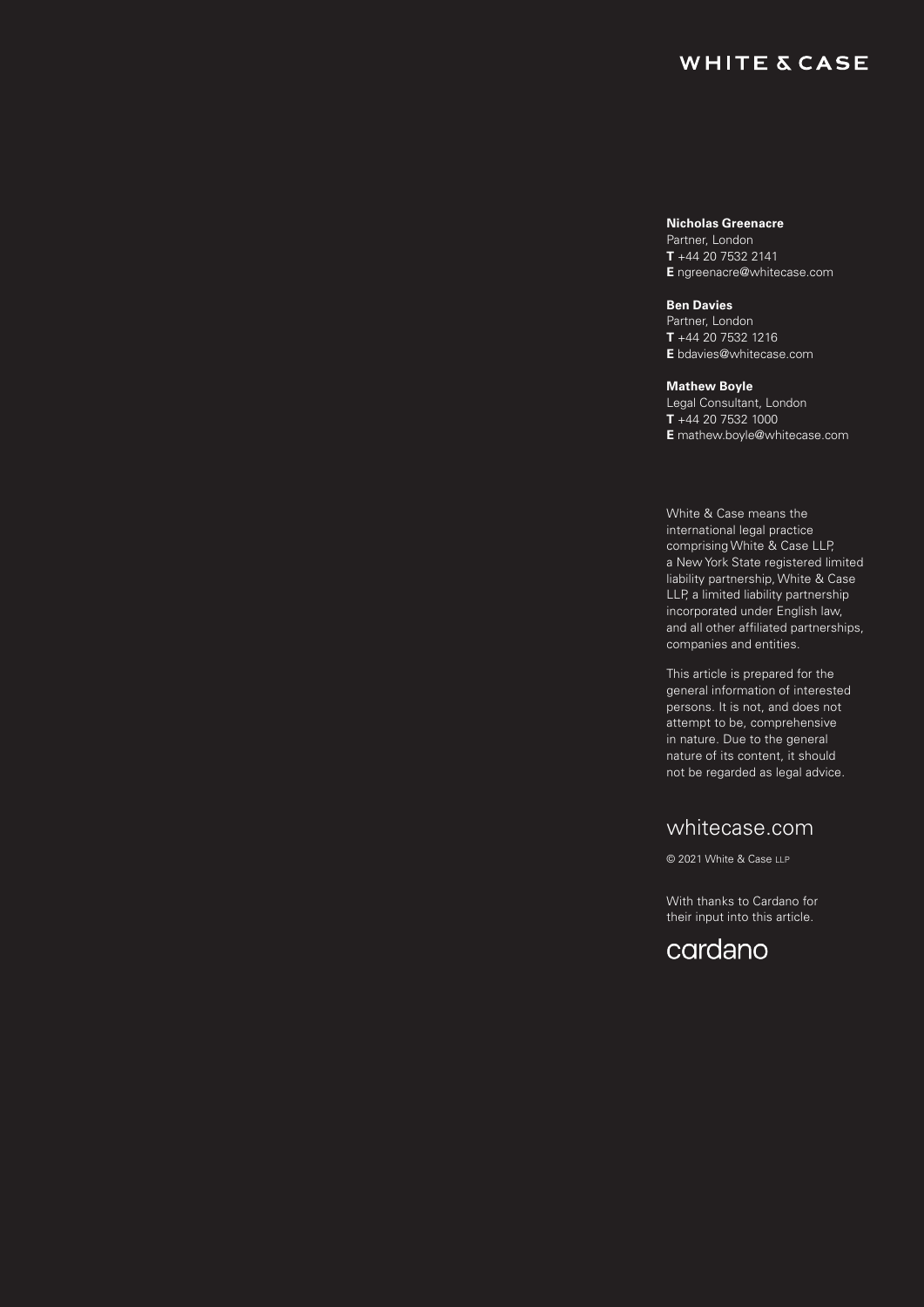WHITE & CASE

**Nicholas Greenacre**
Partner, London
**T** +44 20 7532 2141
**E** ngreenacre@whitecase.com

**Ben Davies**
Partner, London
**T** +44 20 7532 1216
**E** bdavies@whitecase.com

**Mathew Boyle**
Legal Consultant, London
**T** +44 20 7532 1000
**E** mathew.boyle@whitecase.com

White & Case means the international legal practice comprising White & Case LLP, a New York State registered limited liability partnership, White & Case LLP, a limited liability partnership incorporated under English law, and all other affiliated partnerships, companies and entities.

This article is prepared for the general information of interested persons. It is not, and does not attempt to be, comprehensive in nature. Due to the general nature of its content, it should not be regarded as legal advice.

whitecase.com

© 2021 White & Case LLP

With thanks to Cardano for their input into this article.

cardano